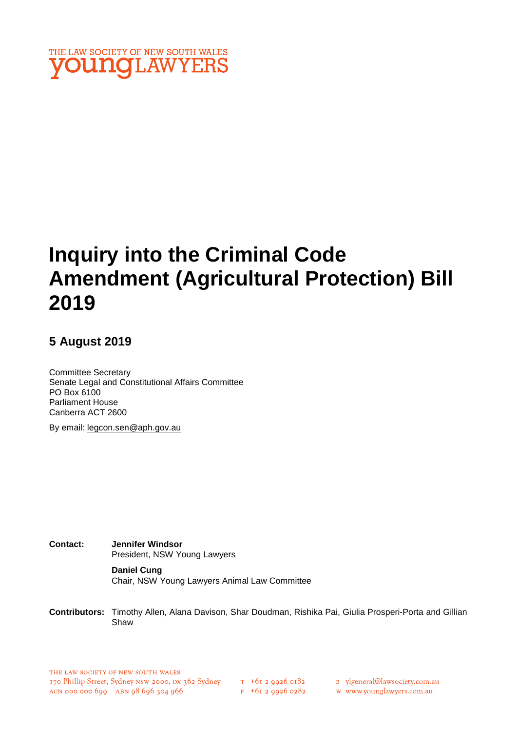THE LAW SOCIETY OF NEW SOUTH WALES
young LAWYERS

# Inquiry into the Criminal Code Amendment (Agricultural Protection) Bill 2019

## 5 August 2019

Committee Secretary
Senate Legal and Constitutional Affairs Committee
PO Box 6100
Parliament House
Canberra ACT 2600

By email: legcon.sen@aph.gov.au

**Contact:** **Jennifer Windsor**
President, NSW Young Lawyers

**Daniel Cung**
Chair, NSW Young Lawyers Animal Law Committee

**Contributors:** Timothy Allen, Alana Davison, Shar Doudman, Rishika Pai, Giulia Prosperi-Porta and Gillian Shaw

THE LAW SOCIETY OF NEW SOUTH WALES
170 Phillip Street, Sydney NSW 2000, DX 362 Sydney
ACN 000 000 699 ABN 98 696 304 966
T +61 2 9926 0182
F +61 2 9926 0282
E ylgeneral@lawsociety.com.au
W www.younglawyers.com.au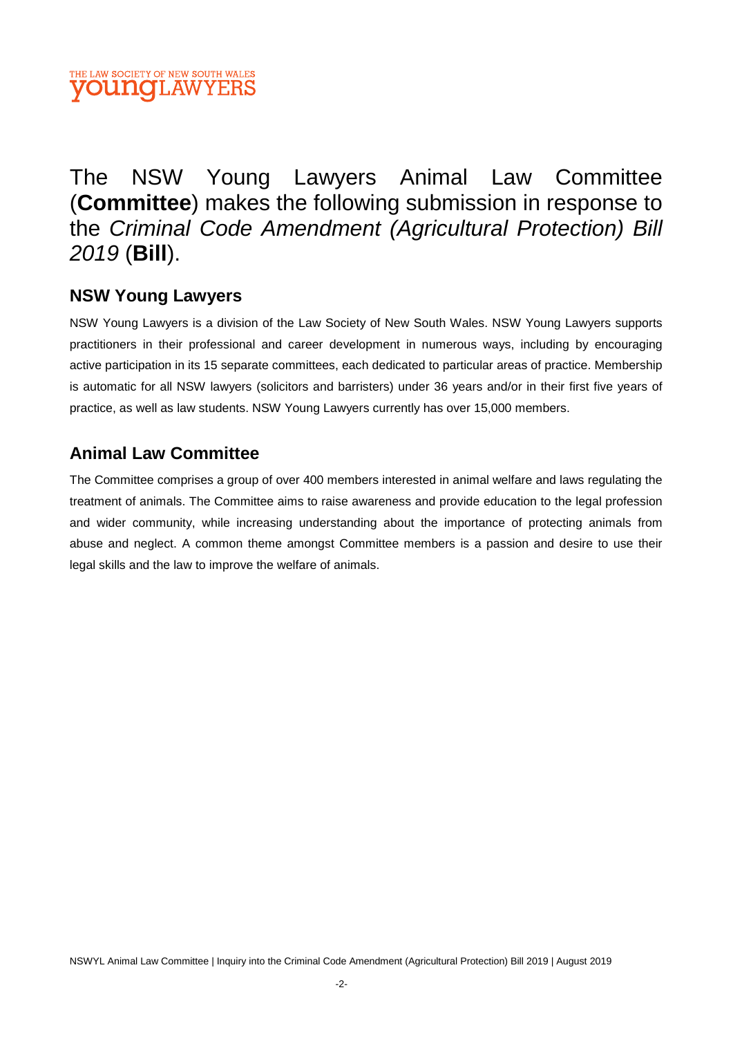The NSW Young Lawyers Animal Law Committee (**Committee**) makes the following submission in response to the *Criminal Code Amendment (Agricultural Protection) Bill 2019* (**Bill**).

## NSW Young Lawyers

NSW Young Lawyers is a division of the Law Society of New South Wales. NSW Young Lawyers supports practitioners in their professional and career development in numerous ways, including by encouraging active participation in its 15 separate committees, each dedicated to particular areas of practice. Membership is automatic for all NSW lawyers (solicitors and barristers) under 36 years and/or in their first five years of practice, as well as law students. NSW Young Lawyers currently has over 15,000 members.

## Animal Law Committee

The Committee comprises a group of over 400 members interested in animal welfare and laws regulating the treatment of animals. The Committee aims to raise awareness and provide education to the legal profession and wider community, while increasing understanding about the importance of protecting animals from abuse and neglect. A common theme amongst Committee members is a passion and desire to use their legal skills and the law to improve the welfare of animals.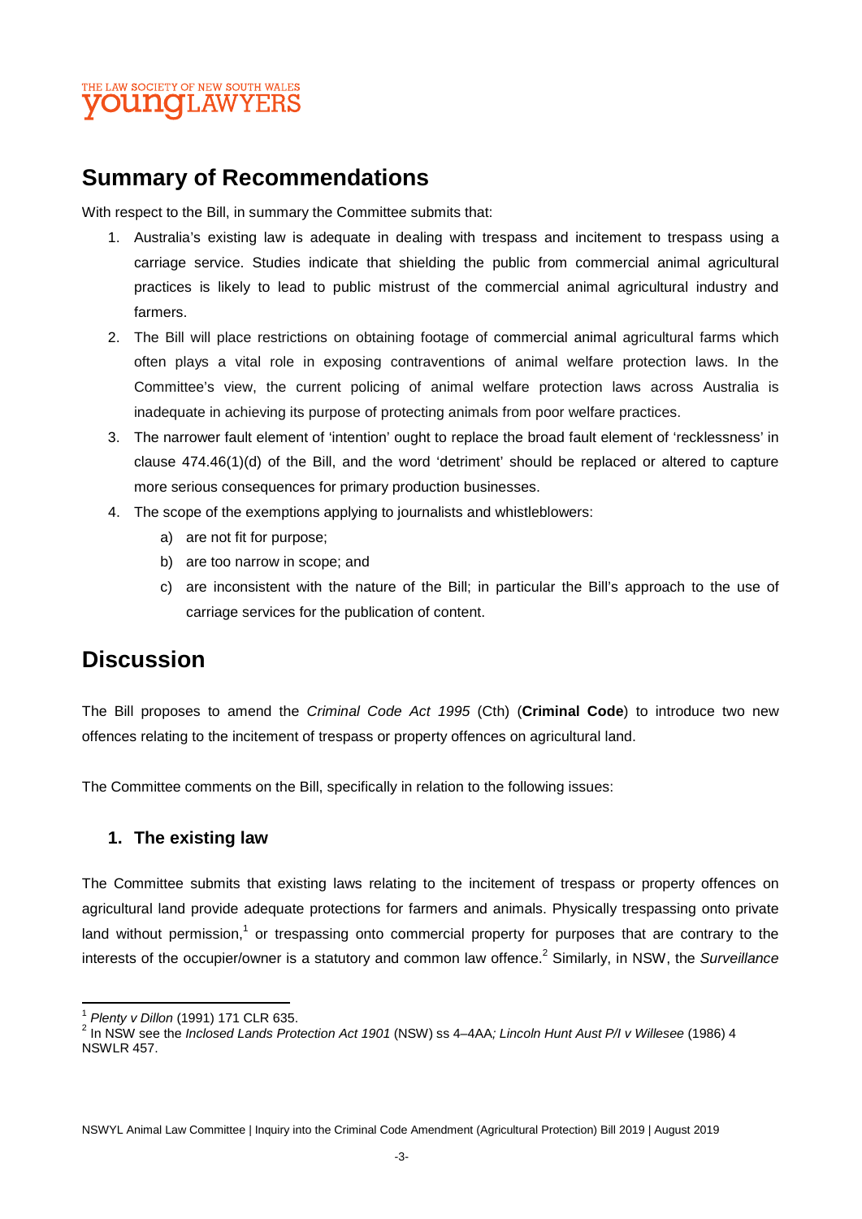## Summary of Recommendations

With respect to the Bill, in summary the Committee submits that:

1. Australia's existing law is adequate in dealing with trespass and incitement to trespass using a carriage service. Studies indicate that shielding the public from commercial animal agricultural practices is likely to lead to public mistrust of the commercial animal agricultural industry and farmers.
2. The Bill will place restrictions on obtaining footage of commercial animal agricultural farms which often plays a vital role in exposing contraventions of animal welfare protection laws. In the Committee's view, the current policing of animal welfare protection laws across Australia is inadequate in achieving its purpose of protecting animals from poor welfare practices.
3. The narrower fault element of 'intention' ought to replace the broad fault element of 'recklessness' in clause 474.46(1)(d) of the Bill, and the word 'detriment' should be replaced or altered to capture more serious consequences for primary production businesses.
4. The scope of the exemptions applying to journalists and whistleblowers:
   a) are not fit for purpose;
   b) are too narrow in scope; and
   c) are inconsistent with the nature of the Bill; in particular the Bill's approach to the use of carriage services for the publication of content.

## Discussion

The Bill proposes to amend the *Criminal Code Act 1995* (Cth) (**Criminal Code**) to introduce two new offences relating to the incitement of trespass or property offences on agricultural land.

The Committee comments on the Bill, specifically in relation to the following issues:

### 1. The existing law

The Committee submits that existing laws relating to the incitement of trespass or property offences on agricultural land provide adequate protections for farmers and animals. Physically trespassing onto private land without permission,[1] or trespassing onto commercial property for purposes that are contrary to the interests of the occupier/owner is a statutory and common law offence.[2] Similarly, in NSW, the *Surveillance*

---

[1] *Plenty v Dillon* (1991) 171 CLR 635.

[2] In NSW see the *Inclosed Lands Protection Act 1901* (NSW) ss 4–4AA*; Lincoln Hunt Aust P/l v Willesee* (1986) 4 NSWLR 457.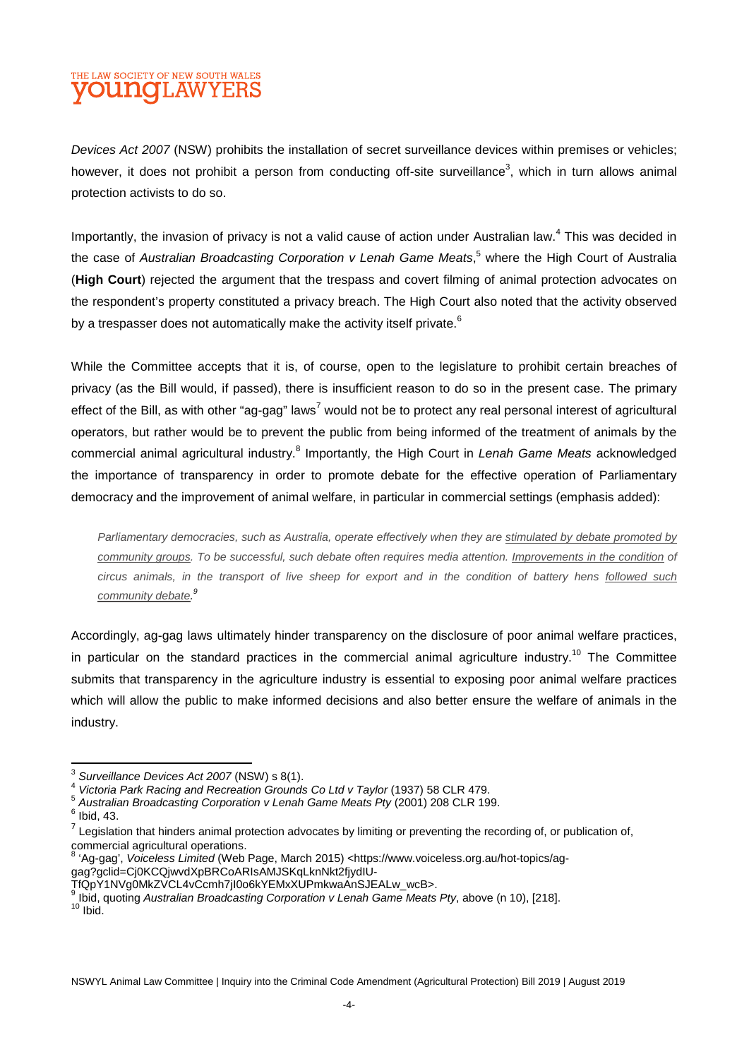*Devices Act 2007* (NSW) prohibits the installation of secret surveillance devices within premises or vehicles; however, it does not prohibit a person from conducting off-site surveillance[3], which in turn allows animal protection activists to do so.

Importantly, the invasion of privacy is not a valid cause of action under Australian law.[4] This was decided in the case of *Australian Broadcasting Corporation v Lenah Game Meats*,[5] where the High Court of Australia (**High Court**) rejected the argument that the trespass and covert filming of animal protection advocates on the respondent's property constituted a privacy breach. The High Court also noted that the activity observed by a trespasser does not automatically make the activity itself private.[6]

While the Committee accepts that it is, of course, open to the legislature to prohibit certain breaches of privacy (as the Bill would, if passed), there is insufficient reason to do so in the present case. The primary effect of the Bill, as with other "ag-gag" laws[7] would not be to protect any real personal interest of agricultural operators, but rather would be to prevent the public from being informed of the treatment of animals by the commercial animal agricultural industry.[8] Importantly, the High Court in *Lenah Game Meats* acknowledged the importance of transparency in order to promote debate for the effective operation of Parliamentary democracy and the improvement of animal welfare, in particular in commercial settings (emphasis added):

> *Parliamentary democracies, such as Australia, operate effectively when they are <u>stimulated by debate promoted by community groups</u>. To be successful, such debate often requires media attention. <u>Improvements in the condition</u> of circus animals, in the transport of live sheep for export and in the condition of battery hens <u>followed such community debate</u>.*[9]

Accordingly, ag-gag laws ultimately hinder transparency on the disclosure of poor animal welfare practices, in particular on the standard practices in the commercial animal agriculture industry.[10] The Committee submits that transparency in the agriculture industry is essential to exposing poor animal welfare practices which will allow the public to make informed decisions and also better ensure the welfare of animals in the industry.

---

[3] *Surveillance Devices Act 2007* (NSW) s 8(1).
[4] *Victoria Park Racing and Recreation Grounds Co Ltd v Taylor* (1937) 58 CLR 479.
[5] *Australian Broadcasting Corporation v Lenah Game Meats Pty* (2001) 208 CLR 199.
[6] Ibid, 43.
[7] Legislation that hinders animal protection advocates by limiting or preventing the recording of, or publication of, commercial agricultural operations.
[8] 'Ag-gag', *Voiceless Limited* (Web Page, March 2015) <https://www.voiceless.org.au/hot-topics/ag-gag?gclid=Cj0KCQjwvdXpBRCoARIsAMJSKqLknNkt2fjydIU-TfQpY1NVg0MkZVCL4vCcmh7jI0o6kYEMxXUPmkwaAnSJEALw_wcB>.
[9] Ibid, quoting *Australian Broadcasting Corporation v Lenah Game Meats Pty*, above (n 10), [218].
[10] Ibid.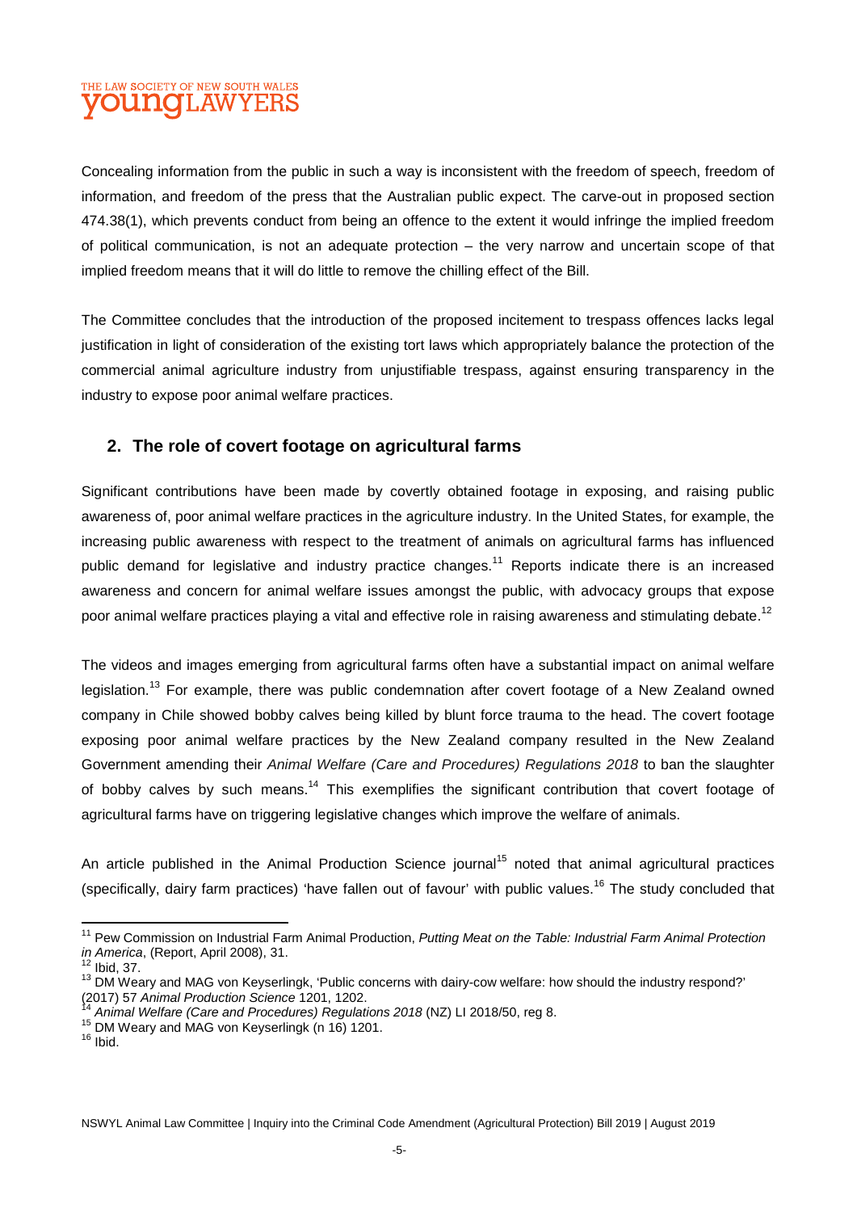Concealing information from the public in such a way is inconsistent with the freedom of speech, freedom of information, and freedom of the press that the Australian public expect. The carve-out in proposed section 474.38(1), which prevents conduct from being an offence to the extent it would infringe the implied freedom of political communication, is not an adequate protection – the very narrow and uncertain scope of that implied freedom means that it will do little to remove the chilling effect of the Bill.

The Committee concludes that the introduction of the proposed incitement to trespass offences lacks legal justification in light of consideration of the existing tort laws which appropriately balance the protection of the commercial animal agriculture industry from unjustifiable trespass, against ensuring transparency in the industry to expose poor animal welfare practices.

## 2. The role of covert footage on agricultural farms

Significant contributions have been made by covertly obtained footage in exposing, and raising public awareness of, poor animal welfare practices in the agriculture industry. In the United States, for example, the increasing public awareness with respect to the treatment of animals on agricultural farms has influenced public demand for legislative and industry practice changes.[11] Reports indicate there is an increased awareness and concern for animal welfare issues amongst the public, with advocacy groups that expose poor animal welfare practices playing a vital and effective role in raising awareness and stimulating debate.[12]

The videos and images emerging from agricultural farms often have a substantial impact on animal welfare legislation.[13] For example, there was public condemnation after covert footage of a New Zealand owned company in Chile showed bobby calves being killed by blunt force trauma to the head. The covert footage exposing poor animal welfare practices by the New Zealand company resulted in the New Zealand Government amending their *Animal Welfare (Care and Procedures) Regulations 2018* to ban the slaughter of bobby calves by such means.[14] This exemplifies the significant contribution that covert footage of agricultural farms have on triggering legislative changes which improve the welfare of animals.

An article published in the Animal Production Science journal[15] noted that animal agricultural practices (specifically, dairy farm practices) 'have fallen out of favour' with public values.[16] The study concluded that

---

[11] Pew Commission on Industrial Farm Animal Production, *Putting Meat on the Table: Industrial Farm Animal Protection in America*, (Report, April 2008), 31.

[12] Ibid, 37.

[13] DM Weary and MAG von Keyserlingk, 'Public concerns with dairy-cow welfare: how should the industry respond?' (2017) 57 *Animal Production Science* 1201, 1202.

[14] *Animal Welfare (Care and Procedures) Regulations 2018* (NZ) LI 2018/50, reg 8.

[15] DM Weary and MAG von Keyserlingk (n 16) 1201.

[16] Ibid.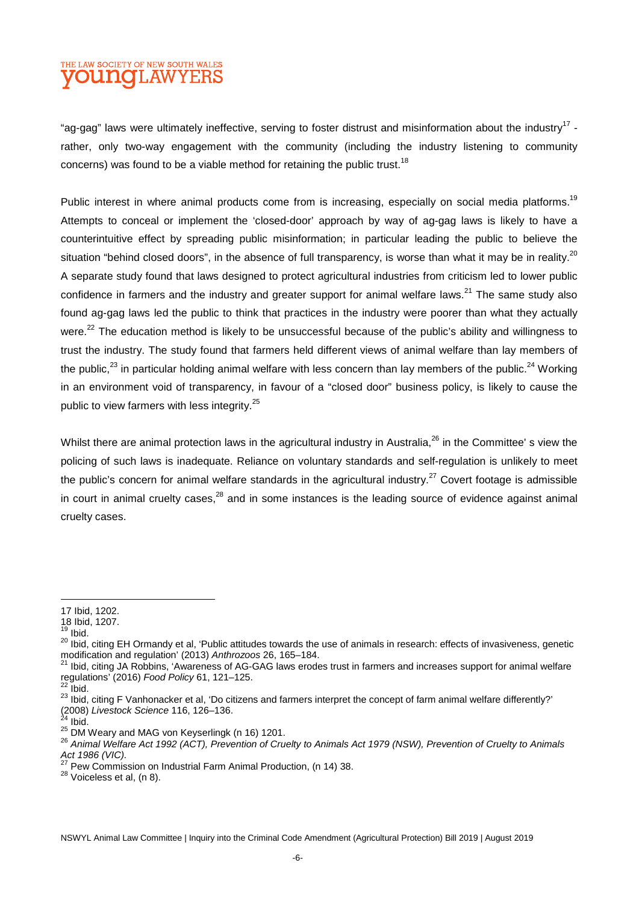"ag-gag" laws were ultimately ineffective, serving to foster distrust and misinformation about the industry[17] - rather, only two-way engagement with the community (including the industry listening to community concerns) was found to be a viable method for retaining the public trust.[18]

Public interest in where animal products come from is increasing, especially on social media platforms.[19] Attempts to conceal or implement the 'closed-door' approach by way of ag-gag laws is likely to have a counterintuitive effect by spreading public misinformation; in particular leading the public to believe the situation "behind closed doors", in the absence of full transparency, is worse than what it may be in reality.[20] A separate study found that laws designed to protect agricultural industries from criticism led to lower public confidence in farmers and the industry and greater support for animal welfare laws.[21] The same study also found ag-gag laws led the public to think that practices in the industry were poorer than what they actually were.[22] The education method is likely to be unsuccessful because of the public's ability and willingness to trust the industry. The study found that farmers held different views of animal welfare than lay members of the public,[23] in particular holding animal welfare with less concern than lay members of the public.[24] Working in an environment void of transparency, in favour of a "closed door" business policy, is likely to cause the public to view farmers with less integrity.[25]

Whilst there are animal protection laws in the agricultural industry in Australia,[26] in the Committee' s view the policing of such laws is inadequate. Reliance on voluntary standards and self-regulation is unlikely to meet the public's concern for animal welfare standards in the agricultural industry.[27] Covert footage is admissible in court in animal cruelty cases,[28] and in some instances is the leading source of evidence against animal cruelty cases.

---

17 Ibid, 1202.

18 Ibid, 1207.

19 Ibid.

20 Ibid, citing EH Ormandy et al, 'Public attitudes towards the use of animals in research: effects of invasiveness, genetic modification and regulation' (2013) *Anthrozoos* 26, 165–184.

21 Ibid, citing JA Robbins, 'Awareness of AG-GAG laws erodes trust in farmers and increases support for animal welfare regulations' (2016) *Food Policy* 61, 121–125.

22 Ibid.

23 Ibid, citing F Vanhonacker et al, 'Do citizens and farmers interpret the concept of farm animal welfare differently?' (2008) *Livestock Science* 116, 126–136.

24 Ibid.

25 DM Weary and MAG von Keyserlingk (n 16) 1201.

26 *Animal Welfare Act 1992 (ACT), Prevention of Cruelty to Animals Act 1979 (NSW), Prevention of Cruelty to Animals Act 1986 (VIC).*

27 Pew Commission on Industrial Farm Animal Production, (n 14) 38.

28 Voiceless et al, (n 8).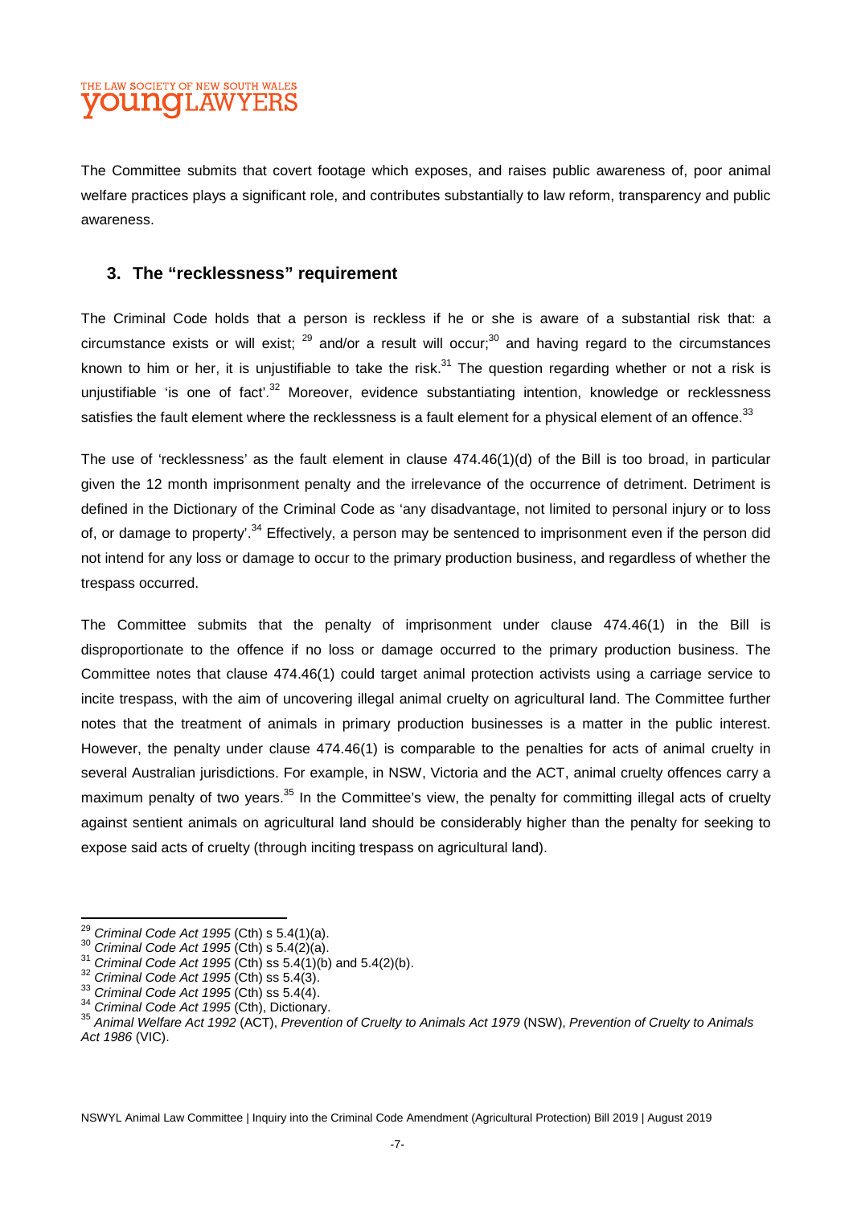The Committee submits that covert footage which exposes, and raises public awareness of, poor animal welfare practices plays a significant role, and contributes substantially to law reform, transparency and public awareness.

## 3. The "recklessness" requirement

The Criminal Code holds that a person is reckless if he or she is aware of a substantial risk that: a circumstance exists or will exist; [29] and/or a result will occur;[30] and having regard to the circumstances known to him or her, it is unjustifiable to take the risk.[31] The question regarding whether or not a risk is unjustifiable 'is one of fact'.[32] Moreover, evidence substantiating intention, knowledge or recklessness satisfies the fault element where the recklessness is a fault element for a physical element of an offence.[33]

The use of 'recklessness' as the fault element in clause 474.46(1)(d) of the Bill is too broad, in particular given the 12 month imprisonment penalty and the irrelevance of the occurrence of detriment. Detriment is defined in the Dictionary of the Criminal Code as 'any disadvantage, not limited to personal injury or to loss of, or damage to property'.[34] Effectively, a person may be sentenced to imprisonment even if the person did not intend for any loss or damage to occur to the primary production business, and regardless of whether the trespass occurred.

The Committee submits that the penalty of imprisonment under clause 474.46(1) in the Bill is disproportionate to the offence if no loss or damage occurred to the primary production business. The Committee notes that clause 474.46(1) could target animal protection activists using a carriage service to incite trespass, with the aim of uncovering illegal animal cruelty on agricultural land. The Committee further notes that the treatment of animals in primary production businesses is a matter in the public interest. However, the penalty under clause 474.46(1) is comparable to the penalties for acts of animal cruelty in several Australian jurisdictions. For example, in NSW, Victoria and the ACT, animal cruelty offences carry a maximum penalty of two years.[35] In the Committee's view, the penalty for committing illegal acts of cruelty against sentient animals on agricultural land should be considerably higher than the penalty for seeking to expose said acts of cruelty (through inciting trespass on agricultural land).

---

[29] *Criminal Code Act 1995* (Cth) s 5.4(1)(a).
[30] *Criminal Code Act 1995* (Cth) s 5.4(2)(a).
[31] *Criminal Code Act 1995* (Cth) ss 5.4(1)(b) and 5.4(2)(b).
[32] *Criminal Code Act 1995* (Cth) ss 5.4(3).
[33] *Criminal Code Act 1995* (Cth) ss 5.4(4).
[34] *Criminal Code Act 1995* (Cth), Dictionary.
[35] *Animal Welfare Act 1992* (ACT), *Prevention of Cruelty to Animals Act 1979* (NSW), *Prevention of Cruelty to Animals Act 1986* (VIC).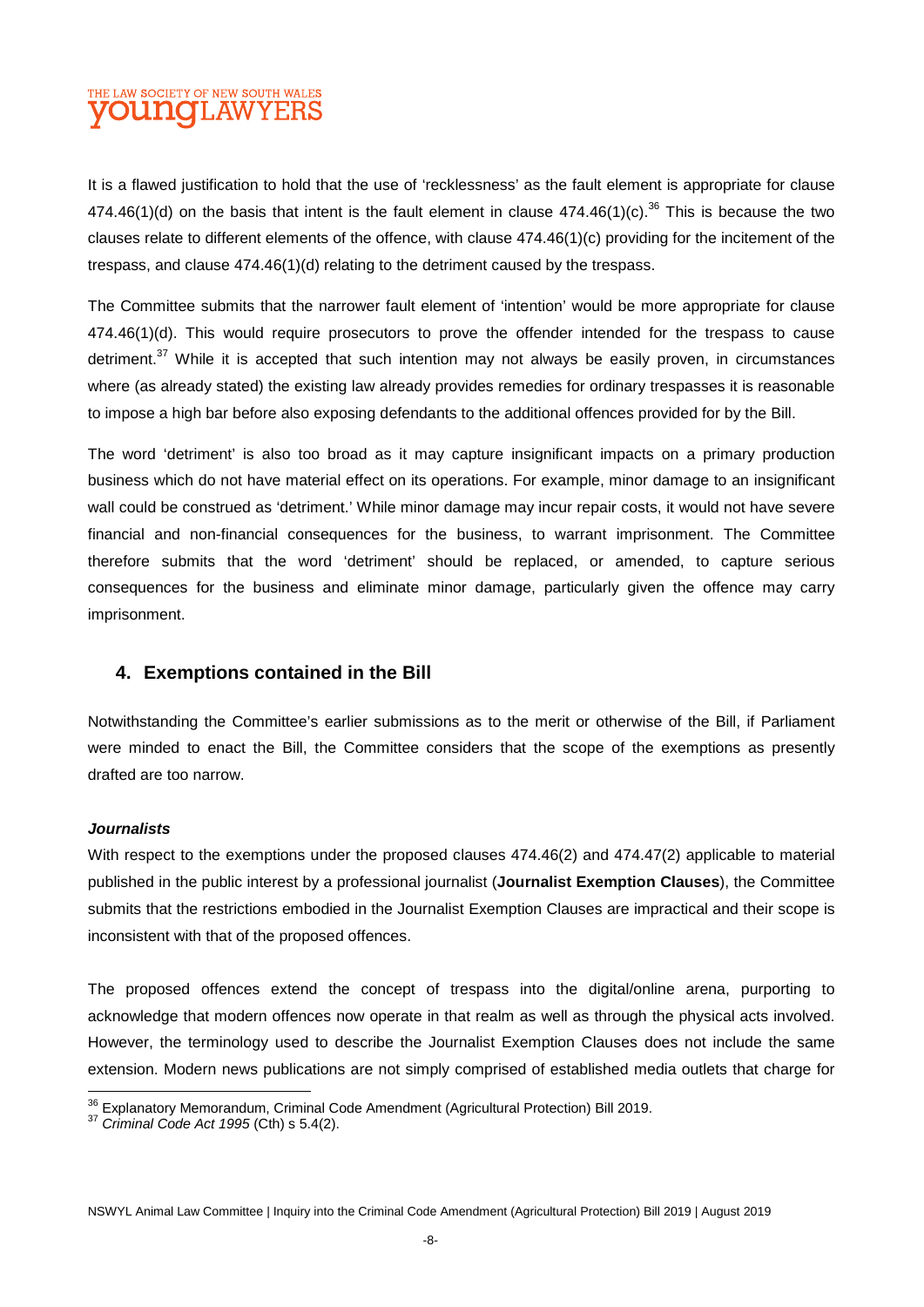It is a flawed justification to hold that the use of 'recklessness' as the fault element is appropriate for clause 474.46(1)(d) on the basis that intent is the fault element in clause 474.46(1)(c).[36] This is because the two clauses relate to different elements of the offence, with clause 474.46(1)(c) providing for the incitement of the trespass, and clause 474.46(1)(d) relating to the detriment caused by the trespass.

The Committee submits that the narrower fault element of 'intention' would be more appropriate for clause 474.46(1)(d). This would require prosecutors to prove the offender intended for the trespass to cause detriment.[37] While it is accepted that such intention may not always be easily proven, in circumstances where (as already stated) the existing law already provides remedies for ordinary trespasses it is reasonable to impose a high bar before also exposing defendants to the additional offences provided for by the Bill.

The word 'detriment' is also too broad as it may capture insignificant impacts on a primary production business which do not have material effect on its operations. For example, minor damage to an insignificant wall could be construed as 'detriment.' While minor damage may incur repair costs, it would not have severe financial and non-financial consequences for the business, to warrant imprisonment. The Committee therefore submits that the word 'detriment' should be replaced, or amended, to capture serious consequences for the business and eliminate minor damage, particularly given the offence may carry imprisonment.

## 4. Exemptions contained in the Bill

Notwithstanding the Committee's earlier submissions as to the merit or otherwise of the Bill, if Parliament were minded to enact the Bill, the Committee considers that the scope of the exemptions as presently drafted are too narrow.

***Journalists***

With respect to the exemptions under the proposed clauses 474.46(2) and 474.47(2) applicable to material published in the public interest by a professional journalist (**Journalist Exemption Clauses**), the Committee submits that the restrictions embodied in the Journalist Exemption Clauses are impractical and their scope is inconsistent with that of the proposed offences.

The proposed offences extend the concept of trespass into the digital/online arena, purporting to acknowledge that modern offences now operate in that realm as well as through the physical acts involved. However, the terminology used to describe the Journalist Exemption Clauses does not include the same extension. Modern news publications are not simply comprised of established media outlets that charge for

---

[36] Explanatory Memorandum, Criminal Code Amendment (Agricultural Protection) Bill 2019.

[37] *Criminal Code Act 1995* (Cth) s 5.4(2).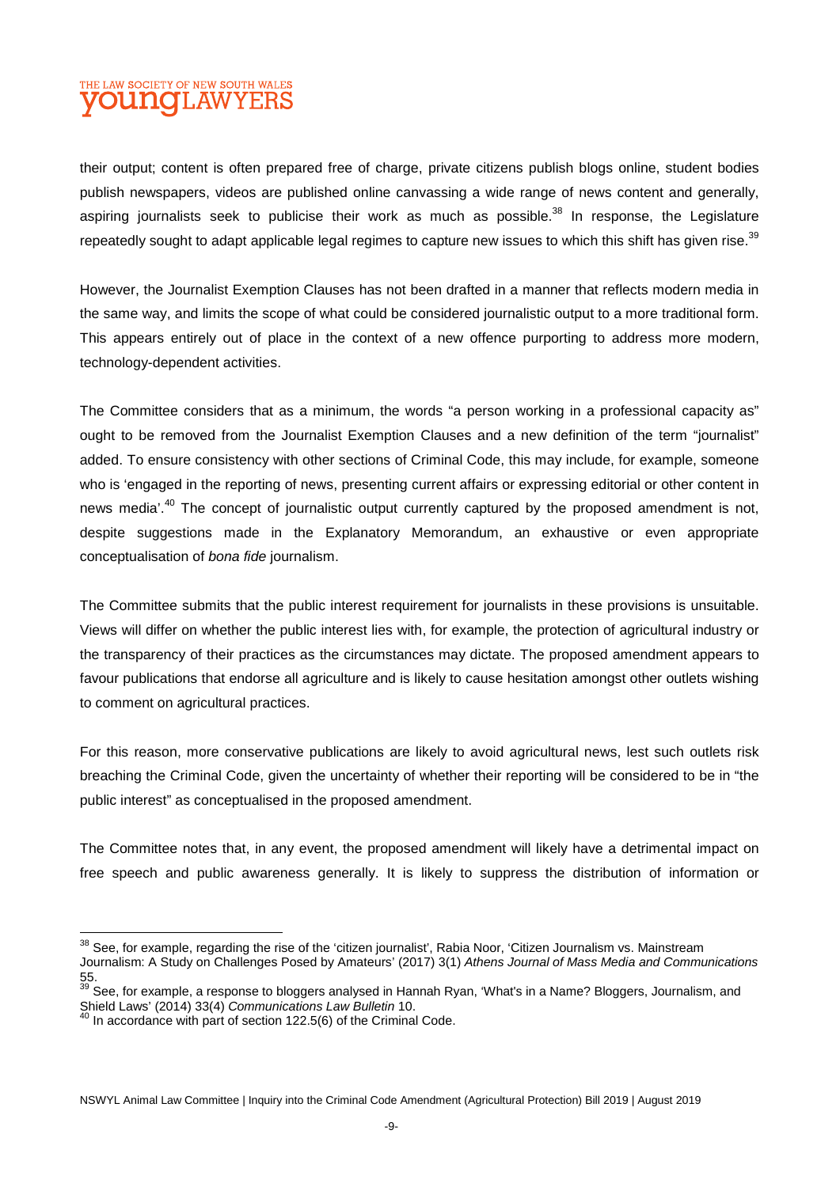their output; content is often prepared free of charge, private citizens publish blogs online, student bodies publish newspapers, videos are published online canvassing a wide range of news content and generally, aspiring journalists seek to publicise their work as much as possible.[38] In response, the Legislature repeatedly sought to adapt applicable legal regimes to capture new issues to which this shift has given rise.[39]

However, the Journalist Exemption Clauses has not been drafted in a manner that reflects modern media in the same way, and limits the scope of what could be considered journalistic output to a more traditional form. This appears entirely out of place in the context of a new offence purporting to address more modern, technology-dependent activities.

The Committee considers that as a minimum, the words "a person working in a professional capacity as" ought to be removed from the Journalist Exemption Clauses and a new definition of the term "journalist" added. To ensure consistency with other sections of Criminal Code, this may include, for example, someone who is 'engaged in the reporting of news, presenting current affairs or expressing editorial or other content in news media'.[40] The concept of journalistic output currently captured by the proposed amendment is not, despite suggestions made in the Explanatory Memorandum, an exhaustive or even appropriate conceptualisation of *bona fide* journalism.

The Committee submits that the public interest requirement for journalists in these provisions is unsuitable. Views will differ on whether the public interest lies with, for example, the protection of agricultural industry or the transparency of their practices as the circumstances may dictate. The proposed amendment appears to favour publications that endorse all agriculture and is likely to cause hesitation amongst other outlets wishing to comment on agricultural practices.

For this reason, more conservative publications are likely to avoid agricultural news, lest such outlets risk breaching the Criminal Code, given the uncertainty of whether their reporting will be considered to be in "the public interest" as conceptualised in the proposed amendment.

The Committee notes that, in any event, the proposed amendment will likely have a detrimental impact on free speech and public awareness generally. It is likely to suppress the distribution of information or

---

[38] See, for example, regarding the rise of the 'citizen journalist', Rabia Noor, 'Citizen Journalism vs. Mainstream Journalism: A Study on Challenges Posed by Amateurs' (2017) 3(1) *Athens Journal of Mass Media and Communications* 55.

[39] See, for example, a response to bloggers analysed in Hannah Ryan, 'What's in a Name? Bloggers, Journalism, and Shield Laws' (2014) 33(4) *Communications Law Bulletin* 10.

[40] In accordance with part of section 122.5(6) of the Criminal Code.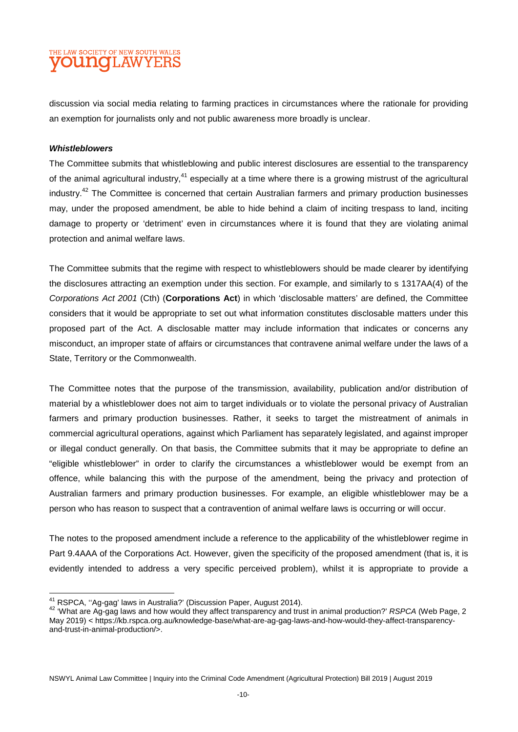discussion via social media relating to farming practices in circumstances where the rationale for providing an exemption for journalists only and not public awareness more broadly is unclear.

***Whistleblowers***

The Committee submits that whistleblowing and public interest disclosures are essential to the transparency of the animal agricultural industry,[41] especially at a time where there is a growing mistrust of the agricultural industry.[42] The Committee is concerned that certain Australian farmers and primary production businesses may, under the proposed amendment, be able to hide behind a claim of inciting trespass to land, inciting damage to property or 'detriment' even in circumstances where it is found that they are violating animal protection and animal welfare laws.

The Committee submits that the regime with respect to whistleblowers should be made clearer by identifying the disclosures attracting an exemption under this section. For example, and similarly to s 1317AA(4) of the *Corporations Act 2001* (Cth) (**Corporations Act**) in which 'disclosable matters' are defined, the Committee considers that it would be appropriate to set out what information constitutes disclosable matters under this proposed part of the Act. A disclosable matter may include information that indicates or concerns any misconduct, an improper state of affairs or circumstances that contravene animal welfare under the laws of a State, Territory or the Commonwealth.

The Committee notes that the purpose of the transmission, availability, publication and/or distribution of material by a whistleblower does not aim to target individuals or to violate the personal privacy of Australian farmers and primary production businesses. Rather, it seeks to target the mistreatment of animals in commercial agricultural operations, against which Parliament has separately legislated, and against improper or illegal conduct generally. On that basis, the Committee submits that it may be appropriate to define an "eligible whistleblower" in order to clarify the circumstances a whistleblower would be exempt from an offence, while balancing this with the purpose of the amendment, being the privacy and protection of Australian farmers and primary production businesses. For example, an eligible whistleblower may be a person who has reason to suspect that a contravention of animal welfare laws is occurring or will occur.

The notes to the proposed amendment include a reference to the applicability of the whistleblower regime in Part 9.4AAA of the Corporations Act. However, given the specificity of the proposed amendment (that is, it is evidently intended to address a very specific perceived problem), whilst it is appropriate to provide a

---

[41] RSPCA, ''Ag-gag' laws in Australia?' (Discussion Paper, August 2014).

[42] 'What are Ag-gag laws and how would they affect transparency and trust in animal production?' *RSPCA* (Web Page, 2 May 2019) < https://kb.rspca.org.au/knowledge-base/what-are-ag-gag-laws-and-how-would-they-affect-transparency-and-trust-in-animal-production/>.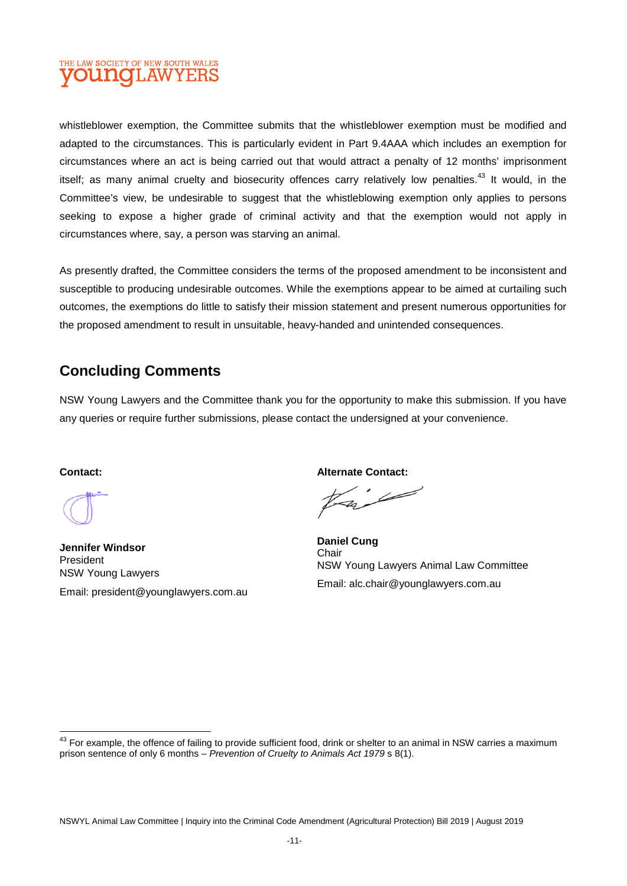whistleblower exemption, the Committee submits that the whistleblower exemption must be modified and adapted to the circumstances. This is particularly evident in Part 9.4AAA which includes an exemption for circumstances where an act is being carried out that would attract a penalty of 12 months' imprisonment itself; as many animal cruelty and biosecurity offences carry relatively low penalties.[43] It would, in the Committee's view, be undesirable to suggest that the whistleblowing exemption only applies to persons seeking to expose a higher grade of criminal activity and that the exemption would not apply in circumstances where, say, a person was starving an animal.

As presently drafted, the Committee considers the terms of the proposed amendment to be inconsistent and susceptible to producing undesirable outcomes. While the exemptions appear to be aimed at curtailing such outcomes, the exemptions do little to satisfy their mission statement and present numerous opportunities for the proposed amendment to result in unsuitable, heavy-handed and unintended consequences.

## Concluding Comments

NSW Young Lawyers and the Committee thank you for the opportunity to make this submission. If you have any queries or require further submissions, please contact the undersigned at your convenience.

**Contact:**

**Jennifer Windsor**
President
NSW Young Lawyers
Email: president@younglawyers.com.au

**Alternate Contact:**

**Daniel Cung**
Chair
NSW Young Lawyers Animal Law Committee
Email: alc.chair@younglawyers.com.au

[43] For example, the offence of failing to provide sufficient food, drink or shelter to an animal in NSW carries a maximum prison sentence of only 6 months – *Prevention of Cruelty to Animals Act 1979* s 8(1).